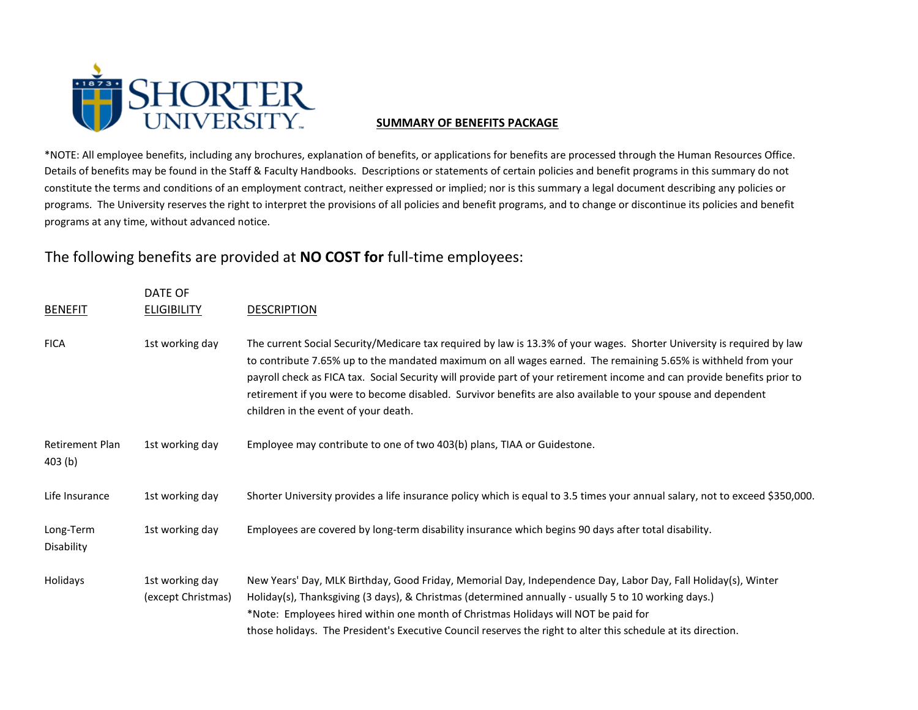# SHORTER UNIVERSITY

## SUMMARY OF BENEFITS PACKAGE

*NOTE: All employee benefits, including any brochures, explanation of benefits, or applications for benefits are processed through the Human Resources Office. Details of benefits may be found in the Staff & Faculty Handbooks. Descriptions or statements of certain policies and benefit programs in this summary do not constitute the terms and conditions of an employment contract, neither expressed or implied; nor is this summary a legal document describing any policies or programs. The University reserves the right to interpret the provisions of all policies and benefit programs, and to change or discontinue its policies and benefit programs at any time, without advanced notice.

The following benefits are provided at **NO COST for** full-time employees:

| BENEFIT | DATE OF ELIGIBILITY | DESCRIPTION |
|---|---|---|
| FICA | 1st working day | The current Social Security/Medicare tax required by law is 13.3% of your wages. Shorter University is required by law to contribute 7.65% up to the mandated maximum on all wages earned. The remaining 5.65% is withheld from your payroll check as FICA tax. Social Security will provide part of your retirement income and can provide benefits prior to retirement if you were to become disabled. Survivor benefits are also available to your spouse and dependent children in the event of your death. |
| Retirement Plan 403 (b) | 1st working day | Employee may contribute to one of two 403(b) plans, TIAA or Guidestone. |
| Life Insurance | 1st working day | Shorter University provides a life insurance policy which is equal to 3.5 times your annual salary, not to exceed $350,000. |
| Long-Term Disability | 1st working day | Employees are covered by long-term disability insurance which begins 90 days after total disability. |
| Holidays | 1st working day (except Christmas) | New Years' Day, MLK Birthday, Good Friday, Memorial Day, Independence Day, Labor Day, Fall Holiday(s), Winter Holiday(s), Thanksgiving (3 days), & Christmas (determined annually - usually 5 to 10 working days.) *Note: Employees hired within one month of Christmas Holidays will NOT be paid for those holidays. The President's Executive Council reserves the right to alter this schedule at its direction. |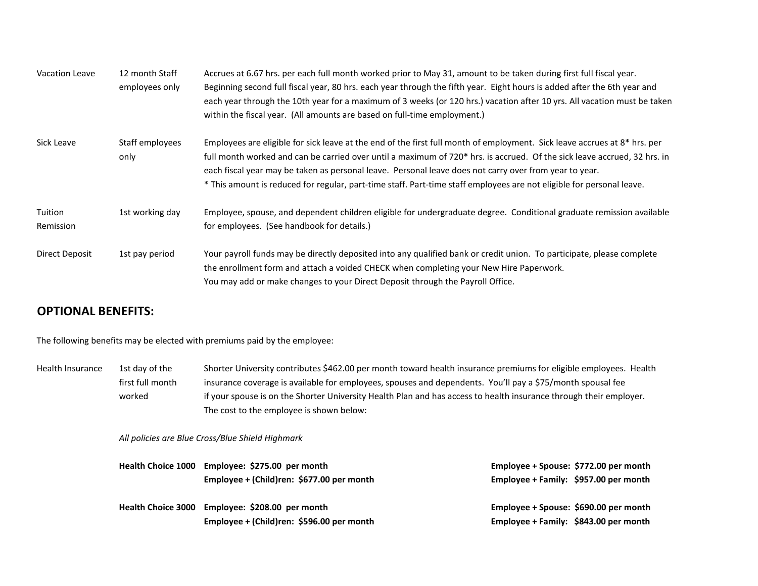| | | |
|---|---|---|
| Vacation Leave | 12 month Staff employees only | Accrues at 6.67 hrs. per each full month worked prior to May 31, amount to be taken during first full fiscal year. Beginning second full fiscal year, 80 hrs. each year through the fifth year. Eight hours is added after the 6th year and each year through the 10th year for a maximum of 3 weeks (or 120 hrs.) vacation after 10 yrs. All vacation must be taken within the fiscal year. (All amounts are based on full-time employment.) |
| Sick Leave | Staff employees only | Employees are eligible for sick leave at the end of the first full month of employment. Sick leave accrues at 8* hrs. per full month worked and can be carried over until a maximum of 720* hrs. is accrued. Of the sick leave accrued, 32 hrs. in each fiscal year may be taken as personal leave. Personal leave does not carry over from year to year.<br>* This amount is reduced for regular, part-time staff. Part-time staff employees are not eligible for personal leave. |
| Tuition Remission | 1st working day | Employee, spouse, and dependent children eligible for undergraduate degree. Conditional graduate remission available for employees. (See handbook for details.) |
| Direct Deposit | 1st pay period | Your payroll funds may be directly deposited into any qualified bank or credit union. To participate, please complete the enrollment form and attach a voided CHECK when completing your New Hire Paperwork.<br>You may add or make changes to your Direct Deposit through the Payroll Office. |

## OPTIONAL BENEFITS:

The following benefits may be elected with premiums paid by the employee:

| | | |
|---|---|---|
| Health Insurance | 1st day of the first full month worked | Shorter University contributes $462.00 per month toward health insurance premiums for eligible employees. Health insurance coverage is available for employees, spouses and dependents. You'll pay a $75/month spousal fee if your spouse is on the Shorter University Health Plan and has access to health insurance through their employer. The cost to the employee is shown below: |

*All policies are Blue Cross/Blue Shield Highmark*

| | | |
|---|---|---|
| **Health Choice 1000** | **Employee: $275.00 per month** | **Employee + Spouse: $772.00 per month** |
| | **Employee + (Child)ren: $677.00 per month** | **Employee + Family: $957.00 per month** |
| **Health Choice 3000** | **Employee: $208.00 per month** | **Employee + Spouse: $690.00 per month** |
| | **Employee + (Child)ren: $596.00 per month** | **Employee + Family: $843.00 per month** |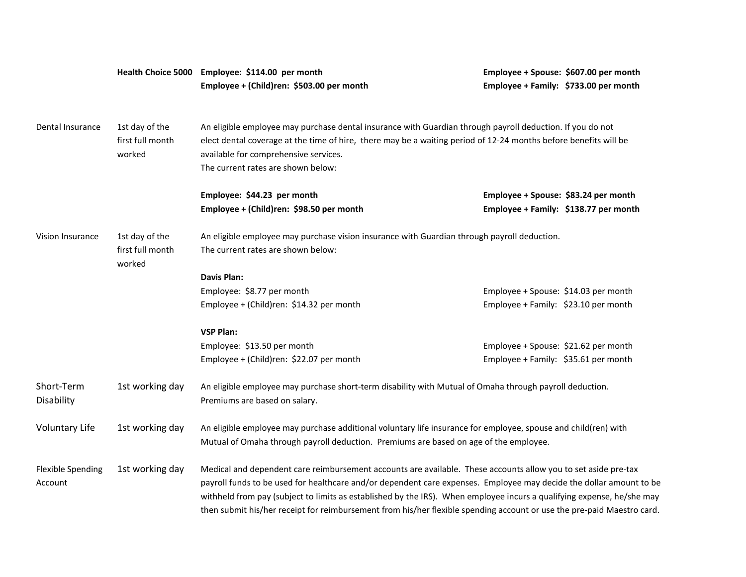| | | | |
|---|---|---|---|
| | **Health Choice 5000** | **Employee: $114.00 per month**<br>**Employee + (Child)ren: $503.00 per month** | **Employee + Spouse: $607.00 per month**<br>**Employee + Family: $733.00 per month** |
| Dental Insurance | 1st day of the first full month worked | An eligible employee may purchase dental insurance with Guardian through payroll deduction. If you do not elect dental coverage at the time of hire, there may be a waiting period of 12-24 months before benefits will be available for comprehensive services.<br>The current rates are shown below:<br><br>**Employee: $44.23 per month**<br>**Employee + (Child)ren: $98.50 per month** | <br><br><br><br>**Employee + Spouse: $83.24 per month**<br>**Employee + Family: $138.77 per month** |
| Vision Insurance | 1st day of the first full month worked | An eligible employee may purchase vision insurance with Guardian through payroll deduction.<br>The current rates are shown below:<br><br>**Davis Plan:**<br>Employee: $8.77 per month<br>Employee + (Child)ren: $14.32 per month<br><br>**VSP Plan:**<br>Employee: $13.50 per month<br>Employee + (Child)ren: $22.07 per month | <br><br><br><br>Employee + Spouse: $14.03 per month<br>Employee + Family: $23.10 per month<br><br><br>Employee + Spouse: $21.62 per month<br>Employee + Family: $35.61 per month |
| Short-Term Disability | 1st working day | An eligible employee may purchase short-term disability with Mutual of Omaha through payroll deduction. Premiums are based on salary. | |
| Voluntary Life | 1st working day | An eligible employee may purchase additional voluntary life insurance for employee, spouse and child(ren) with Mutual of Omaha through payroll deduction. Premiums are based on age of the employee. | |
| Flexible Spending Account | 1st working day | Medical and dependent care reimbursement accounts are available. These accounts allow you to set aside pre-tax payroll funds to be used for healthcare and/or dependent care expenses. Employee may decide the dollar amount to be withheld from pay (subject to limits as established by the IRS). When employee incurs a qualifying expense, he/she may then submit his/her receipt for reimbursement from his/her flexible spending account or use the pre-paid Maestro card. | |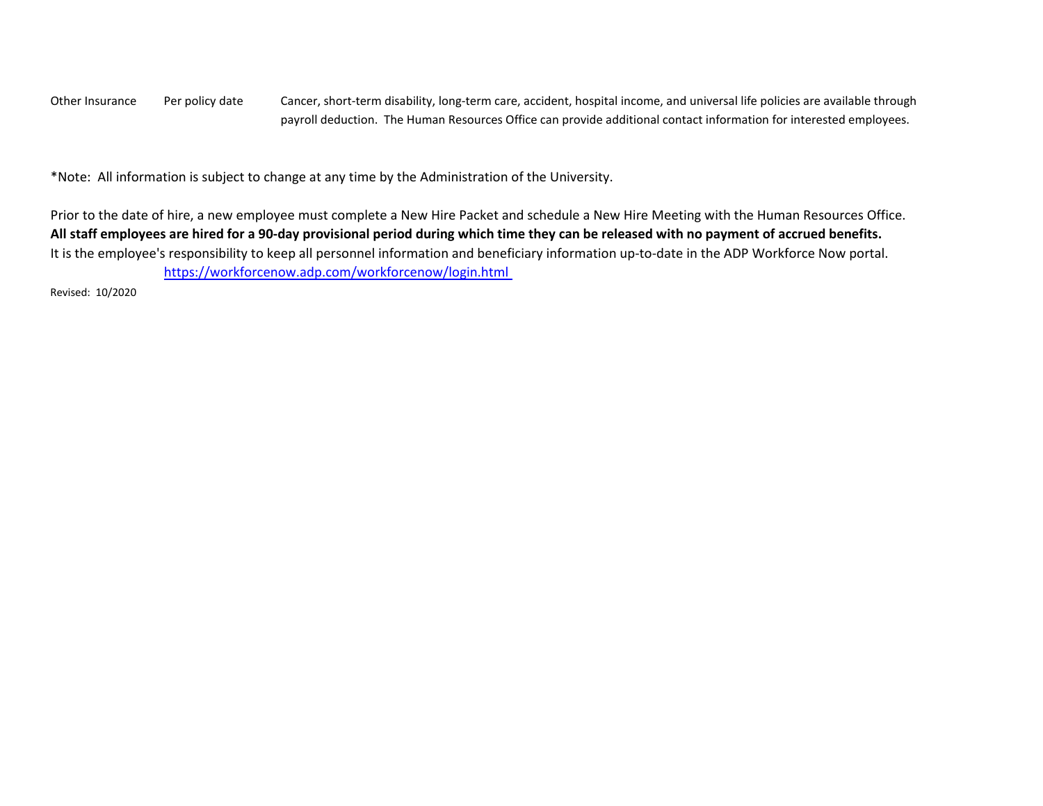| | | |
|---|---|---|
| Other Insurance | Per policy date | Cancer, short-term disability, long-term care, accident, hospital income, and universal life policies are available through payroll deduction. The Human Resources Office can provide additional contact information for interested employees. |

*Note: All information is subject to change at any time by the Administration of the University.

Prior to the date of hire, a new employee must complete a New Hire Packet and schedule a New Hire Meeting with the Human Resources Office.

**All staff employees are hired for a 90-day provisional period during which time they can be released with no payment of accrued benefits.**

It is the employee's responsibility to keep all personnel information and beneficiary information up-to-date in the ADP Workforce Now portal.

https://workforcenow.adp.com/workforcenow/login.html

Revised: 10/2020